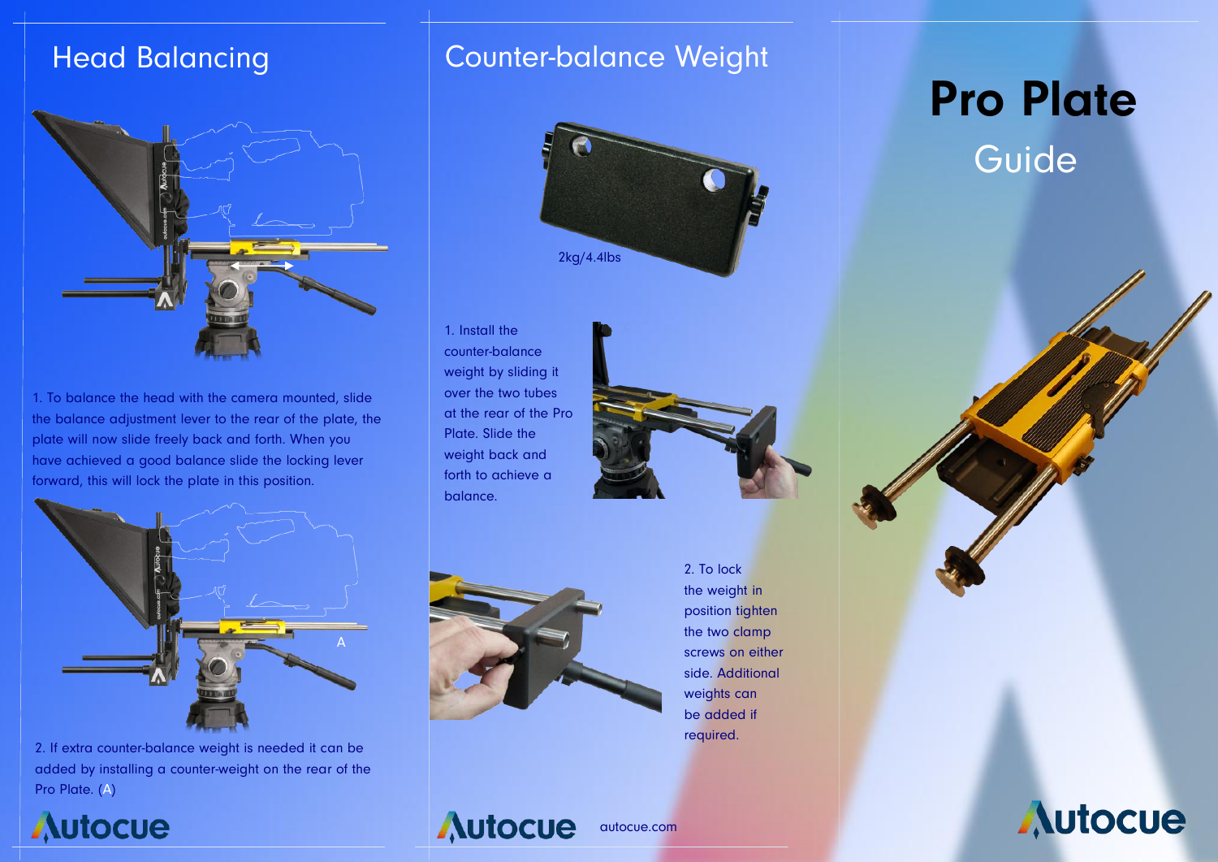# Pro Plate

## Guide

## Head Balancing

1. To balance the head with the camera mounted, slide the balance adjustment lever to the rear of the plate, the plate will now slide freely back and forth. When you have achieved a good balance slide the locking lever forward, this will lock the plate in this position.

2. If extra counter-balance weight is needed it can be added by installing a counter-weight on the rear of the Pro Plate. (A)

## Counter-balance Weight

2kg/4.4lbs

1. Install the counter-balance weight by sliding it over the two tubes at the rear of the Pro Plate. Slide the weight back and forth to achieve a balance.

2. To lock the weight in position tighten the two clamp screws on either side. Additional weights can be added if required.

autocue.com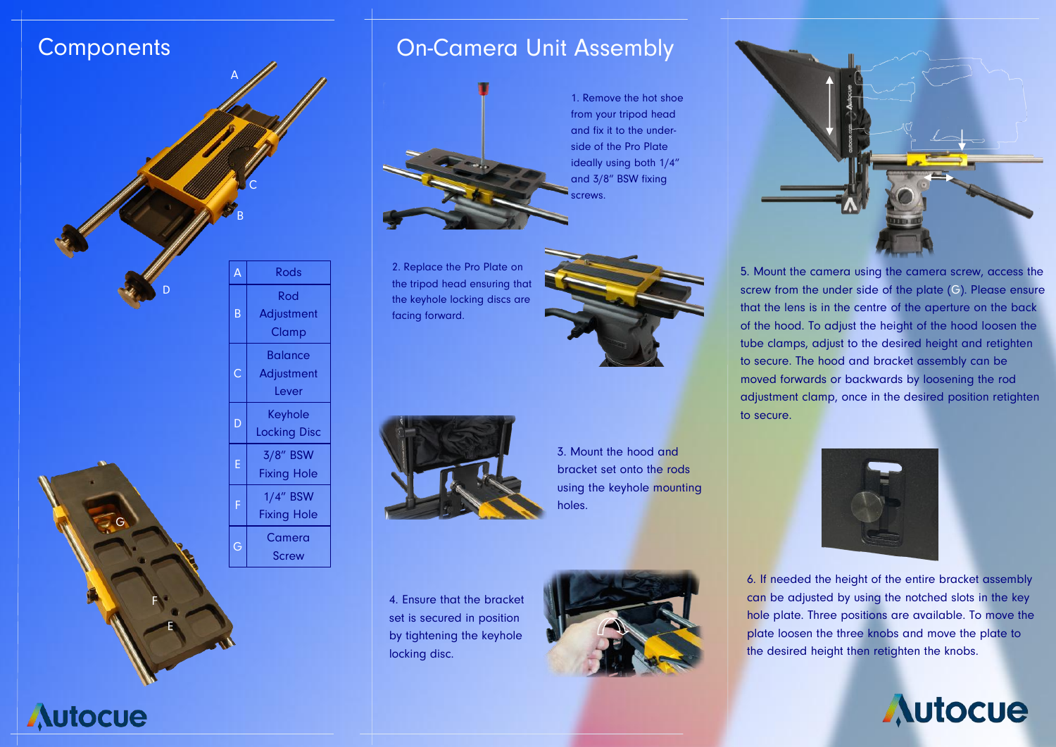## Components

| | |
|---|---|
| A | Rods |
| B | Rod Adjustment Clamp |
| C | Balance Adjustment Lever |
| D | Keyhole Locking Disc |
| E | 3/8" BSW Fixing Hole |
| F | 1/4" BSW Fixing Hole |
| G | Camera Screw |

## On-Camera Unit Assembly

1. Remove the hot shoe from your tripod head and fix it to the under-side of the Pro Plate ideally using both 1/4" and 3/8" BSW fixing screws.

2. Replace the Pro Plate on the tripod head ensuring that the keyhole locking discs are facing forward.

3. Mount the hood and bracket set onto the rods using the keyhole mounting holes.

4. Ensure that the bracket set is secured in position by tightening the keyhole locking disc.

5. Mount the camera using the camera screw, access the screw from the under side of the plate (G). Please ensure that the lens is in the centre of the aperture on the back of the hood. To adjust the height of the hood loosen the tube clamps, adjust to the desired height and retighten to secure. The hood and bracket assembly can be moved forwards or backwards by loosening the rod adjustment clamp, once in the desired position retighten to secure.

6. If needed the height of the entire bracket assembly can be adjusted by using the notched slots in the key hole plate. Three positions are available. To move the plate loosen the three knobs and move the plate to the desired height then retighten the knobs.